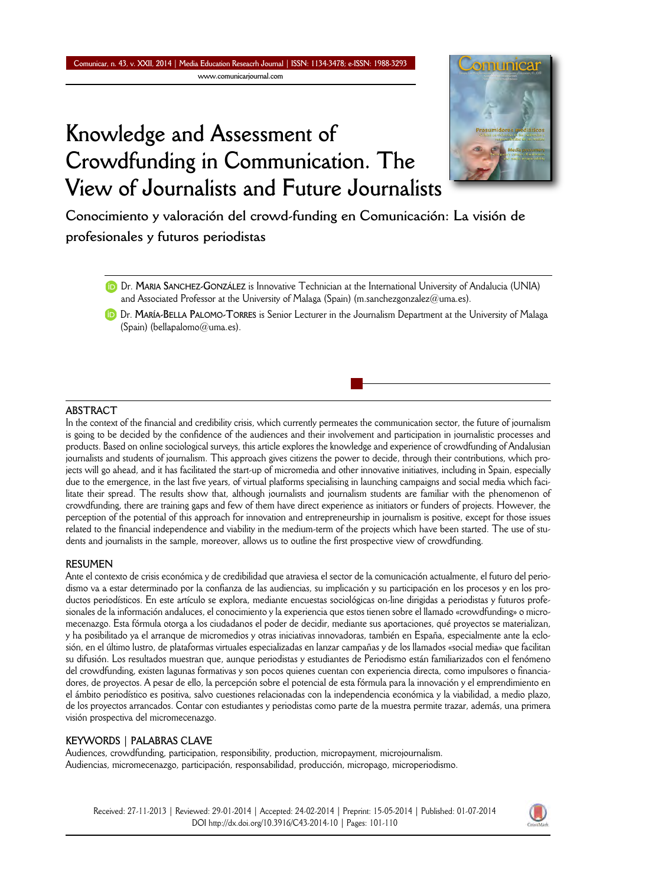# Knowledge and Assessment of Crowdfunding in Communication. The View of Journalists and Future Journalists

## Conocimiento y valoración del crowd-funding en Comunicación: La visión de profesionales y futuros periodistas

Dr. **Maria Sanchez-González** is Innovative Technician at the International University of Andalucia (UNIA) and Associated Professor at the University of Malaga (Spain) (m.sanchezgonzalez@uma.es).

Dr. **María-Bella Palomo-Torres** is Senior Lecturer in the Journalism Department at the University of Malaga (Spain) (bellapalomo@uma.es).

### ABSTRACT

In the context of the financial and credibility crisis, which currently permeates the communication sector, the future of journalism is going to be decided by the confidence of the audiences and their involvement and participation in journalistic processes and products. Based on online sociological surveys, this article explores the knowledge and experience of crowdfunding of Andalusian journalists and students of journalism. This approach gives citizens the power to decide, through their contributions, which projects will go ahead, and it has facilitated the start-up of micromedia and other innovative initiatives, including in Spain, especially due to the emergence, in the last five years, of virtual platforms specialising in launching campaigns and social media which facilitate their spread. The results show that, although journalists and journalism students are familiar with the phenomenon of crowdfunding, there are training gaps and few of them have direct experience as initiators or funders of projects. However, the perception of the potential of this approach for innovation and entrepreneurship in journalism is positive, except for those issues related to the financial independence and viability in the medium-term of the projects which have been started. The use of students and journalists in the sample, moreover, allows us to outline the first prospective view of crowdfunding.

### RESUMEN

Ante el contexto de crisis económica y de credibilidad que atraviesa el sector de la comunicación actualmente, el futuro del periodismo va a estar determinado por la confianza de las audiencias, su implicación y su participación en los procesos y en los productos periodísticos. En este artículo se explora, mediante encuestas sociológicas on-line dirigidas a periodistas y futuros profesionales de la información andaluces, el conocimiento y la experiencia que estos tienen sobre el llamado «crowdfunding» o micromecenazgo. Esta fórmula otorga a los ciudadanos el poder de decidir, mediante sus aportaciones, qué proyectos se materializan, y ha posibilitado ya el arranque de micromedios y otras iniciativas innovadoras, también en España, especialmente ante la eclosión, en el último lustro, de plataformas virtuales especializadas en lanzar campañas y de los llamados «social media» que facilitan su difusión. Los resultados muestran que, aunque periodistas y estudiantes de Periodismo están familiarizados con el fenómeno del crowdfunding, existen lagunas formativas y son pocos quienes cuentan con experiencia directa, como impulsores o financiadores, de proyectos. A pesar de ello, la percepción sobre el potencial de esta fórmula para la innovación y el emprendimiento en el ámbito periodístico es positiva, salvo cuestiones relacionadas con la independencia económica y la viabilidad, a medio plazo, de los proyectos arrancados. Contar con estudiantes y periodistas como parte de la muestra permite trazar, además, una primera visión prospectiva del micromecenazgo.

### KEYWORDS | PALABRAS CLAVE

Audiences, crowdfunding, participation, responsibility, production, micropayment, microjournalism.
Audiencias, micromecenazgo, participación, responsabilidad, producción, micropago, microperiodismo.

Received: 27-11-2013 | Reviewed: 29-01-2014 | Accepted: 24-02-2014 | Preprint: 15-05-2014 | Published: 01-07-2014
DOI http://dx.doi.org/10.3916/C43-2014-10 | Pages: 101-110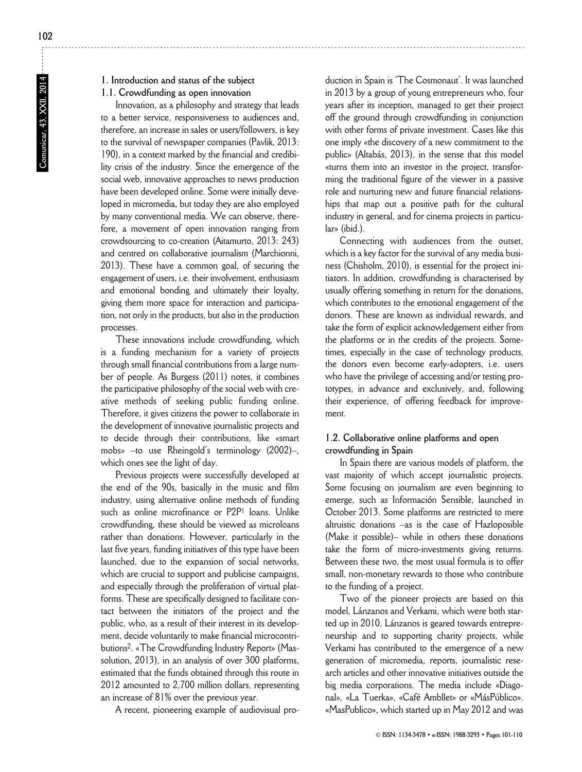## 1. Introduction and status of the subject

### 1.1. Crowdfunding as open innovation

Innovation, as a philosophy and strategy that leads to a better service, responsiveness to audiences and, therefore, an increase in sales or users/followers, is key to the survival of newspaper companies (Pavlik, 2013: 190), in a context marked by the financial and credibility crisis of the industry. Since the emergence of the social web, innovative approaches to news production have been developed online. Some were initially developed in micromedia, but today they are also employed by many conventional media. We can observe, therefore, a movement of open innovation ranging from crowdsourcing to co-creation (Aitamurto, 2013: 243) and centred on collaborative journalism (Marchionni, 2013). These have a common goal, of securing the engagement of users, i.e. their involvement, enthusiasm and emotional bonding and ultimately their loyalty, giving them more space for interaction and participation, not only in the products, but also in the production processes.

These innovations include crowdfunding, which is a funding mechanism for a variety of projects through small financial contributions from a large number of people. As Burgess (2011) notes, it combines the participative philosophy of the social web with creative methods of seeking public funding online. Therefore, it gives citizens the power to collaborate in the development of innovative journalistic projects and to decide through their contributions, like «smart mobs» –to use Rheingold's terminology (2002)–, which ones see the light of day.

Previous projects were successfully developed at the end of the 90s, basically in the music and film industry, using alternative online methods of funding such as online microfinance or P2P[1] loans. Unlike crowdfunding, these should be viewed as microloans rather than donations. However, particularly in the last five years, funding initiatives of this type have been launched, due to the expansion of social networks, which are crucial to support and publicise campaigns, and especially through the proliferation of virtual platforms. These are specifically designed to facilitate contact between the initiators of the project and the public, who, as a result of their interest in its development, decide voluntarily to make financial microcontributions[2]. «The Crowdfunding Industry Report» (Massolution, 2013), in an analysis of over 300 platforms, estimated that the funds obtained through this route in 2012 amounted to 2,700 million dollars, representing an increase of 81% over the previous year.

A recent, pioneering example of audiovisual production in Spain is 'The Cosmonaut'. It was launched in 2013 by a group of young entrepreneurs who, four years after its inception, managed to get their project off the ground through crowdfunding in conjunction with other forms of private investment. Cases like this one imply «the discovery of a new commitment to the public» (Altabás, 2013), in the sense that this model «turns them into an investor in the project, transforming the traditional figure of the viewer in a passive role and nurturing new and future financial relationships that map out a positive path for the cultural industry in general, and for cinema projects in particular» (ibid.).

Connecting with audiences from the outset, which is a key factor for the survival of any media business (Chisholm, 2010), is essential for the project initiators. In addition, crowdfunding is characterised by usually offering something in return for the donations, which contributes to the emotional engagement of the donors. These are known as individual rewards, and take the form of explicit acknowledgement either from the platforms or in the credits of the projects. Sometimes, especially in the case of technology products, the donors even become early-adopters, i.e. users who have the privilege of accessing and/or testing prototypes, in advance and exclusively, and, following their experience, of offering feedback for improvement.

### 1.2. Collaborative online platforms and open crowdfunding in Spain

In Spain there are various models of platform, the vast majority of which accept journalistic projects. Some focusing on journalism are even beginning to emerge, such as Información Sensible, launched in October 2013. Some platforms are restricted to mere altruistic donations –as is the case of Hazloposible (Make it possible)– while in others these donations take the form of micro-investments giving returns. Between these two, the most usual formula is to offer small, non-monetary rewards to those who contribute to the funding of a project.

Two of the pioneer projects are based on this model, Lánzanos and Verkami, which were both started up in 2010. Lánzanos is geared towards entrepreneurship and to supporting charity projects, while Verkami has contributed to the emergence of a new generation of micromedia, reports, journalistic research articles and other innovative initiatives outside the big media corporations. The media include «Diagonal», «La Tuerka», «Café Ambllet» or «MásPúblico». «MasPublico», which started up in May 2012 and was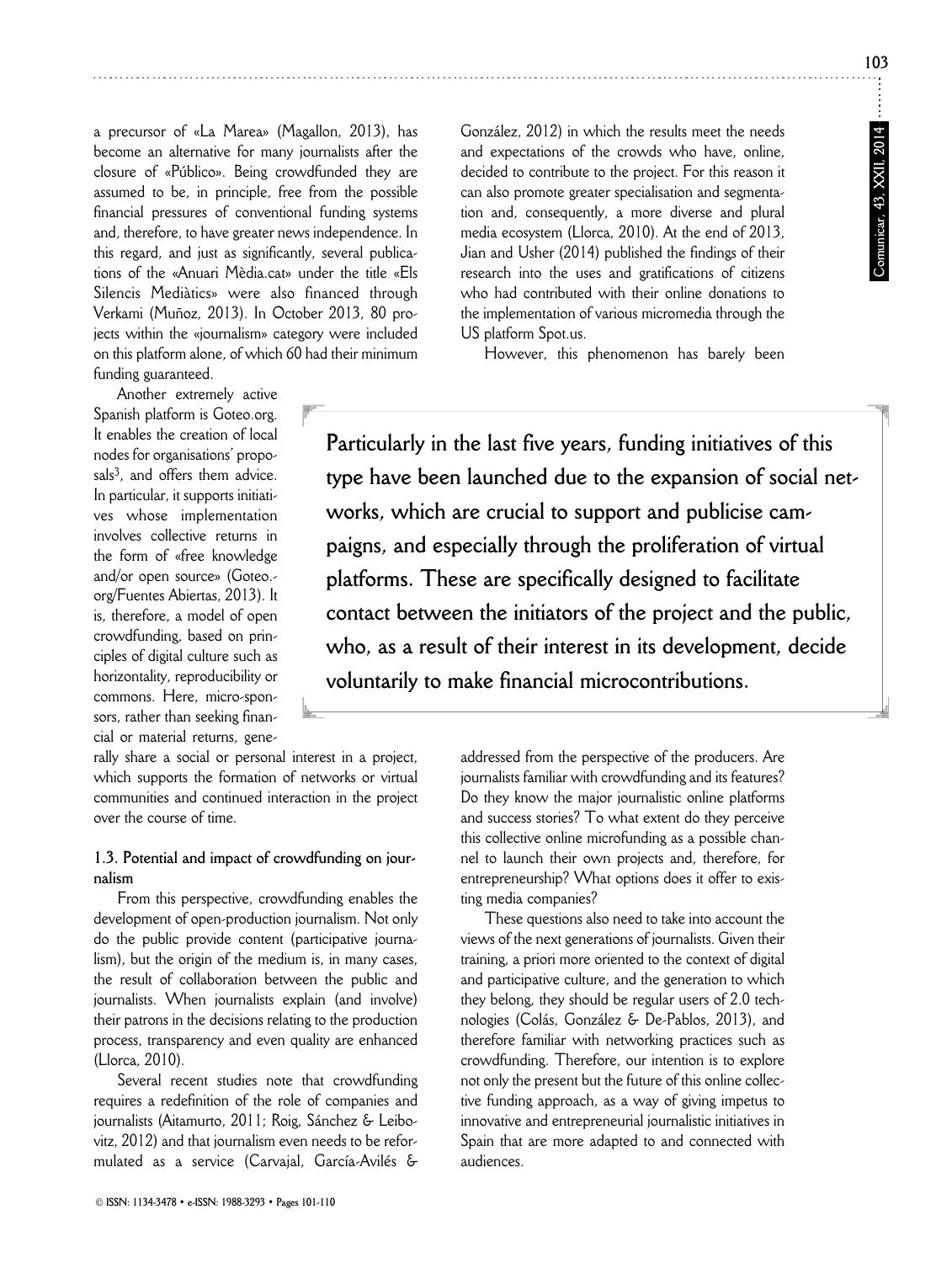a precursor of «La Marea» (Magallon, 2013), has become an alternative for many journalists after the closure of «Público». Being crowdfunded they are assumed to be, in principle, free from the possible financial pressures of conventional funding systems and, therefore, to have greater news independence. In this regard, and just as significantly, several publications of the «Anuari Mèdia.cat» under the title «Els Silencis Mediàtics» were also financed through Verkami (Muñoz, 2013). In October 2013, 80 projects within the «journalism» category were included on this platform alone, of which 60 had their minimum funding guaranteed.

Another extremely active Spanish platform is Goteo.org. It enables the creation of local nodes for organisations' proposals[3], and offers them advice. In particular, it supports initiatives whose implementation involves collective returns in the form of «free knowledge and/or open source» (Goteo.org/Fuentes Abiertas, 2013). It is, therefore, a model of open crowdfunding, based on principles of digital culture such as horizontality, reproducibility or commons. Here, micro-sponsors, rather than seeking financial or material returns, generally share a social or personal interest in a project, which supports the formation of networks or virtual communities and continued interaction in the project over the course of time.

### 1.3. Potential and impact of crowdfunding on journalism

From this perspective, crowdfunding enables the development of open-production journalism. Not only do the public provide content (participative journalism), but the origin of the medium is, in many cases, the result of collaboration between the public and journalists. When journalists explain (and involve) their patrons in the decisions relating to the production process, transparency and even quality are enhanced (Llorca, 2010).

Several recent studies note that crowdfunding requires a redefinition of the role of companies and journalists (Aitamurto, 2011; Roig, Sánchez & Leibovitz, 2012) and that journalism even needs to be reformulated as a service (Carvajal, García-Avilés & González, 2012) in which the results meet the needs and expectations of the crowds who have, online, decided to contribute to the project. For this reason it can also promote greater specialisation and segmentation and, consequently, a more diverse and plural media ecosystem (Llorca, 2010). At the end of 2013, Jian and Usher (2014) published the findings of their research into the uses and gratifications of citizens who had contributed with their online donations to the implementation of various micromedia through the US platform Spot.us.

However, this phenomenon has barely been addressed from the perspective of the producers. Are journalists familiar with crowdfunding and its features? Do they know the major journalistic online platforms and success stories? To what extent do they perceive this collective online microfunding as a possible channel to launch their own projects and, therefore, for entrepreneurship? What options does it offer to existing media companies?

These questions also need to take into account the views of the next generations of journalists. Given their training, a priori more oriented to the context of digital and participative culture, and the generation to which they belong, they should be regular users of 2.0 technologies (Colás, González & De-Pablos, 2013), and therefore familiar with networking practices such as crowdfunding. Therefore, our intention is to explore not only the present but the future of this online collective funding approach, as a way of giving impetus to innovative and entrepreneurial journalistic initiatives in Spain that are more adapted to and connected with audiences.

> **Particularly in the last five years, funding initiatives of this type have been launched due to the expansion of social networks, which are crucial to support and publicise campaigns, and especially through the proliferation of virtual platforms. These are specifically designed to facilitate contact between the initiators of the project and the public, who, as a result of their interest in its development, decide voluntarily to make financial microcontributions.**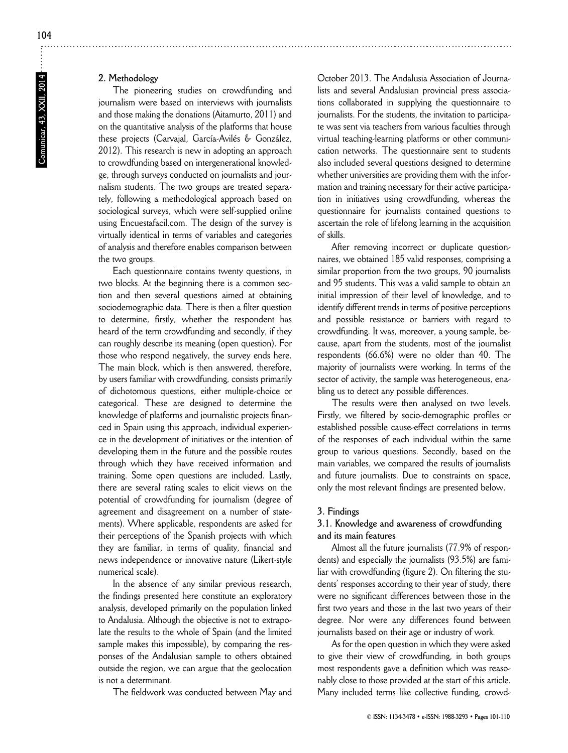## 2. Methodology

The pioneering studies on crowdfunding and journalism were based on interviews with journalists and those making the donations (Aitamurto, 2011) and on the quantitative analysis of the platforms that house these projects (Carvajal, García-Avilés & González, 2012). This research is new in adopting an approach to crowdfunding based on intergenerational knowledge, through surveys conducted on journalists and journalism students. The two groups are treated separately, following a methodological approach based on sociological surveys, which were self-supplied online using Encuestafacil.com. The design of the survey is virtually identical in terms of variables and categories of analysis and therefore enables comparison between the two groups.

Each questionnaire contains twenty questions, in two blocks. At the beginning there is a common section and then several questions aimed at obtaining sociodemographic data. There is then a filter question to determine, firstly, whether the respondent has heard of the term crowdfunding and secondly, if they can roughly describe its meaning (open question). For those who respond negatively, the survey ends here. The main block, which is then answered, therefore, by users familiar with crowdfunding, consists primarily of dichotomous questions, either multiple-choice or categorical. These are designed to determine the knowledge of platforms and journalistic projects financed in Spain using this approach, individual experience in the development of initiatives or the intention of developing them in the future and the possible routes through which they have received information and training. Some open questions are included. Lastly, there are several rating scales to elicit views on the potential of crowdfunding for journalism (degree of agreement and disagreement on a number of statements). Where applicable, respondents are asked for their perceptions of the Spanish projects with which they are familiar, in terms of quality, financial and news independence or innovative nature (Likert-style numerical scale).

In the absence of any similar previous research, the findings presented here constitute an exploratory analysis, developed primarily on the population linked to Andalusia. Although the objective is not to extrapolate the results to the whole of Spain (and the limited sample makes this impossible), by comparing the responses of the Andalusian sample to others obtained outside the region, we can argue that the geolocation is not a determinant.

The fieldwork was conducted between May and October 2013. The Andalusia Association of Journalists and several Andalusian provincial press associations collaborated in supplying the questionnaire to journalists. For the students, the invitation to participate was sent via teachers from various faculties through virtual teaching-learning platforms or other communication networks. The questionnaire sent to students also included several questions designed to determine whether universities are providing them with the information and training necessary for their active participation in initiatives using crowdfunding, whereas the questionnaire for journalists contained questions to ascertain the role of lifelong learning in the acquisition of skills.

After removing incorrect or duplicate questionnaires, we obtained 185 valid responses, comprising a similar proportion from the two groups, 90 journalists and 95 students. This was a valid sample to obtain an initial impression of their level of knowledge, and to identify different trends in terms of positive perceptions and possible resistance or barriers with regard to crowdfunding. It was, moreover, a young sample, because, apart from the students, most of the journalist respondents (66.6%) were no older than 40. The majority of journalists were working. In terms of the sector of activity, the sample was heterogeneous, enabling us to detect any possible differences.

The results were then analysed on two levels. Firstly, we filtered by socio-demographic profiles or established possible cause-effect correlations in terms of the responses of each individual within the same group to various questions. Secondly, based on the main variables, we compared the results of journalists and future journalists. Due to constraints on space, only the most relevant findings are presented below.

## 3. Findings

### 3.1. Knowledge and awareness of crowdfunding and its main features

Almost all the future journalists (77.9% of respondents) and especially the journalists (93.5%) are familiar with crowdfunding (figure 2). On filtering the students' responses according to their year of study, there were no significant differences between those in the first two years and those in the last two years of their degree. Nor were any differences found between journalists based on their age or industry of work.

As for the open question in which they were asked to give their view of crowdfunding, in both groups most respondents gave a definition which was reasonably close to those provided at the start of this article. Many included terms like collective funding, crowd-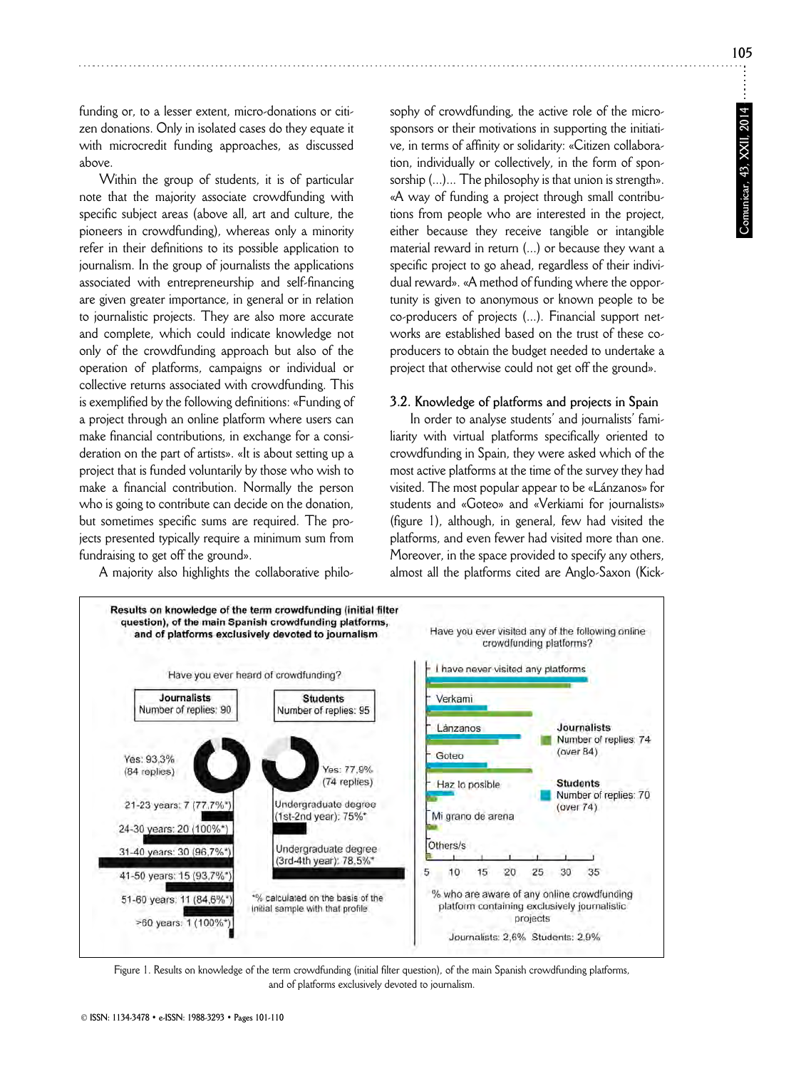funding or, to a lesser extent, micro-donations or citizen donations. Only in isolated cases do they equate it with microcredit funding approaches, as discussed above.

Within the group of students, it is of particular note that the majority associate crowdfunding with specific subject areas (above all, art and culture, the pioneers in crowdfunding), whereas only a minority refer in their definitions to its possible application to journalism. In the group of journalists the applications associated with entrepreneurship and self-financing are given greater importance, in general or in relation to journalistic projects. They are also more accurate and complete, which could indicate knowledge not only of the crowdfunding approach but also of the operation of platforms, campaigns or individual or collective returns associated with crowdfunding. This is exemplified by the following definitions: «Funding of a project through an online platform where users can make financial contributions, in exchange for a consideration on the part of artists». «It is about setting up a project that is funded voluntarily by those who wish to make a financial contribution. Normally the person who is going to contribute can decide on the donation, but sometimes specific sums are required. The projects presented typically require a minimum sum from fundraising to get off the ground».

A majority also highlights the collaborative philosophy of crowdfunding, the active role of the microsponsors or their motivations in supporting the initiative, in terms of affinity or solidarity: «Citizen collaboration, individually or collectively, in the form of sponsorship (...)... The philosophy is that union is strength». «A way of funding a project through small contributions from people who are interested in the project, either because they receive tangible or intangible material reward in return (...) or because they want a specific project to go ahead, regardless of their individual reward». «A method of funding where the opportunity is given to anonymous or known people to be co-producers of projects (...). Financial support networks are established based on the trust of these co-producers to obtain the budget needed to undertake a project that otherwise could not get off the ground».

### 3.2. Knowledge of platforms and projects in Spain

In order to analyse students' and journalists' familiarity with virtual platforms specifically oriented to crowdfunding in Spain, they were asked which of the most active platforms at the time of the survey they had visited. The most popular appear to be «Lánzanos» for students and «Goteo» and «Verkiami for journalists» (figure 1), although, in general, few had visited the platforms, and even fewer had visited more than one. Moreover, in the space provided to specify any others, almost all the platforms cited are Anglo-Saxon (Kick-

Figure 1. Results on knowledge of the term crowdfunding (initial filter question), of the main Spanish crowdfunding platforms, and of platforms exclusively devoted to journalism.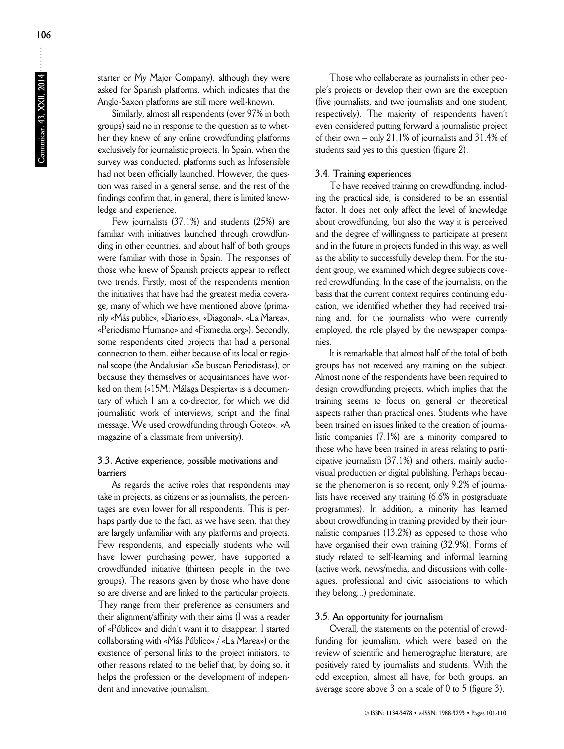starter or My Major Company), although they were asked for Spanish platforms, which indicates that the Anglo-Saxon platforms are still more well-known.

Similarly, almost all respondents (over 97% in both groups) said no in response to the question as to whether they knew of any online crowdfunding platforms exclusively for journalistic projects. In Spain, when the survey was conducted, platforms such as Infosensible had not been officially launched. However, the question was raised in a general sense, and the rest of the findings confirm that, in general, there is limited knowledge and experience.

Few journalists (37.1%) and students (25%) are familiar with initiatives launched through crowdfunding in other countries, and about half of both groups were familiar with those in Spain. The responses of those who knew of Spanish projects appear to reflect two trends. Firstly, most of the respondents mention the initiatives that have had the greatest media coverage, many of which we have mentioned above (primarily «Más public», «Diario.es», «Diagonal», «La Marea», «Periodismo Humano» and «Fixmedia.org»). Secondly, some respondents cited projects that had a personal connection to them, either because of its local or regional scope (the Andalusian «Se buscan Periodistas»), or because they themselves or acquaintances have worked on them («15M: Málaga Despierta» is a documentary of which I am a co-director, for which we did journalistic work of interviews, script and the final message. We used crowdfunding through Goteo». «A magazine of a classmate from university).

### 3.3. Active experience, possible motivations and barriers

As regards the active roles that respondents may take in projects, as citizens or as journalists, the percentages are even lower for all respondents. This is perhaps partly due to the fact, as we have seen, that they are largely unfamiliar with any platforms and projects. Few respondents, and especially students who will have lower purchasing power, have supported a crowdfunded initiative (thirteen people in the two groups). The reasons given by those who have done so are diverse and are linked to the particular projects. They range from their preference as consumers and their alignment/affinity with their aims (I was a reader of «Público» and didn't want it to disappear. I started collaborating with «Más Público» / «La Marea») or the existence of personal links to the project initiators, to other reasons related to the belief that, by doing so, it helps the profession or the development of independent and innovative journalism.

Those who collaborate as journalists in other people's projects or develop their own are the exception (five journalists, and two journalists and one student, respectively). The majority of respondents haven't even considered putting forward a journalistic project of their own – only 21.1% of journalists and 31.4% of students said yes to this question (figure 2).

### 3.4. Training experiences

To have received training on crowdfunding, including the practical side, is considered to be an essential factor. It does not only affect the level of knowledge about crowdfunding, but also the way it is perceived and the degree of willingness to participate at present and in the future in projects funded in this way, as well as the ability to successfully develop them. For the student group, we examined which degree subjects covered crowdfunding. In the case of the journalists, on the basis that the current context requires continuing education, we identified whether they had received training and, for the journalists who were currently employed, the role played by the newspaper companies.

It is remarkable that almost half of the total of both groups has not received any training on the subject. Almost none of the respondents have been required to design crowdfunding projects, which implies that the training seems to focus on general or theoretical aspects rather than practical ones. Students who have been trained on issues linked to the creation of journalistic companies (7.1%) are a minority compared to those who have been trained in areas relating to participative journalism (37.1%) and others, mainly audiovisual production or digital publishing. Perhaps because the phenomenon is so recent, only 9.2% of journalists have received any training (6.6% in postgraduate programmes). In addition, a minority has learned about crowdfunding in training provided by their journalistic companies (13.2%) as opposed to those who have organised their own training (32.9%). Forms of study related to self-learning and informal learning (active work, news/media, and discussions with colleagues, professional and civic associations to which they belong...) predominate.

### 3.5. An opportunity for journalism

Overall, the statements on the potential of crowdfunding for journalism, which were based on the review of scientific and hemerographic literature, are positively rated by journalists and students. With the odd exception, almost all have, for both groups, an average score above 3 on a scale of 0 to 5 (figure 3).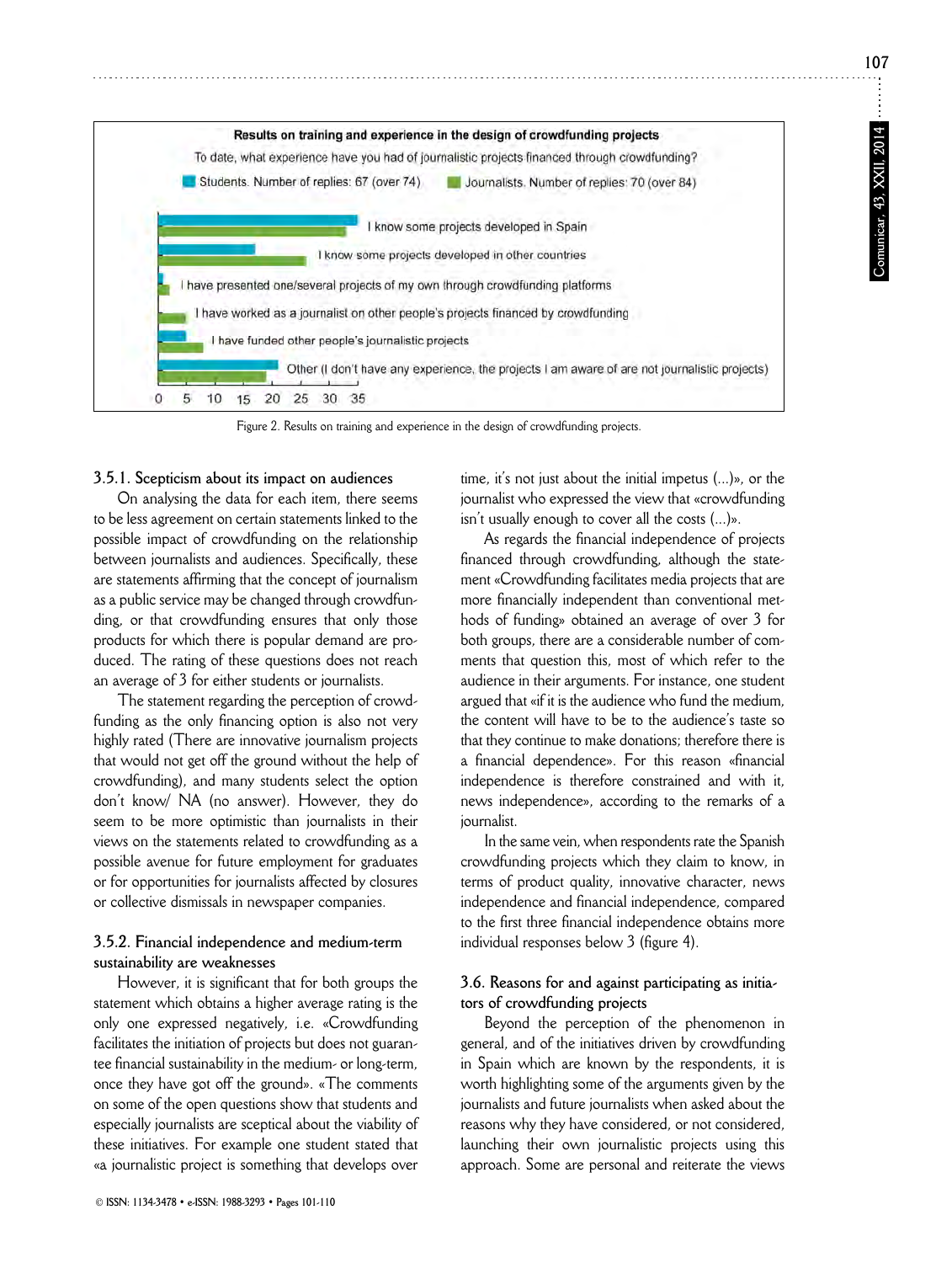**Results on training and experience in the design of crowdfunding projects**

To date, what experience have you had of journalistic projects financed through crowdfunding?

Students. Number of replies: 67 (over 74) — Journalists. Number of replies: 70 (over 84)

- I know some projects developed in Spain
- I know some projects developed in other countries
- I have presented one/several projects of my own through crowdfunding platforms
- I have worked as a journalist on other people's projects financed by crowdfunding
- I have funded other people's journalistic projects
- Other (I don't have any experience, the projects I am aware of are not journalistic projects)

0 5 10 15 20 25 30 35

Figure 2. Results on training and experience in the design of crowdfunding projects.

### 3.5.1. Scepticism about its impact on audiences

On analysing the data for each item, there seems to be less agreement on certain statements linked to the possible impact of crowdfunding on the relationship between journalists and audiences. Specifically, these are statements affirming that the concept of journalism as a public service may be changed through crowdfunding, or that crowdfunding ensures that only those products for which there is popular demand are produced. The rating of these questions does not reach an average of 3 for either students or journalists.

The statement regarding the perception of crowdfunding as the only financing option is also not very highly rated (There are innovative journalism projects that would not get off the ground without the help of crowdfunding), and many students select the option don't know/ NA (no answer). However, they do seem to be more optimistic than journalists in their views on the statements related to crowdfunding as a possible avenue for future employment for graduates or for opportunities for journalists affected by closures or collective dismissals in newspaper companies.

### 3.5.2. Financial independence and medium-term sustainability are weaknesses

However, it is significant that for both groups the statement which obtains a higher average rating is the only one expressed negatively, i.e. «Crowdfunding facilitates the initiation of projects but does not guarantee financial sustainability in the medium- or long-term, once they have got off the ground». «The comments on some of the open questions show that students and especially journalists are sceptical about the viability of these initiatives. For example one student stated that «a journalistic project is something that develops over time, it's not just about the initial impetus (...)», or the journalist who expressed the view that «crowdfunding isn't usually enough to cover all the costs (...)».

As regards the financial independence of projects financed through crowdfunding, although the statement «Crowdfunding facilitates media projects that are more financially independent than conventional methods of funding» obtained an average of over 3 for both groups, there are a considerable number of comments that question this, most of which refer to the audience in their arguments. For instance, one student argued that «if it is the audience who fund the medium, the content will have to be to the audience's taste so that they continue to make donations; therefore there is a financial dependence». For this reason «financial independence is therefore constrained and with it, news independence», according to the remarks of a journalist.

In the same vein, when respondents rate the Spanish crowdfunding projects which they claim to know, in terms of product quality, innovative character, news independence and financial independence, compared to the first three financial independence obtains more individual responses below 3 (figure 4).

### 3.6. Reasons for and against participating as initiators of crowdfunding projects

Beyond the perception of the phenomenon in general, and of the initiatives driven by crowdfunding in Spain which are known by the respondents, it is worth highlighting some of the arguments given by the journalists and future journalists when asked about the reasons why they have considered, or not considered, launching their own journalistic projects using this approach. Some are personal and reiterate the views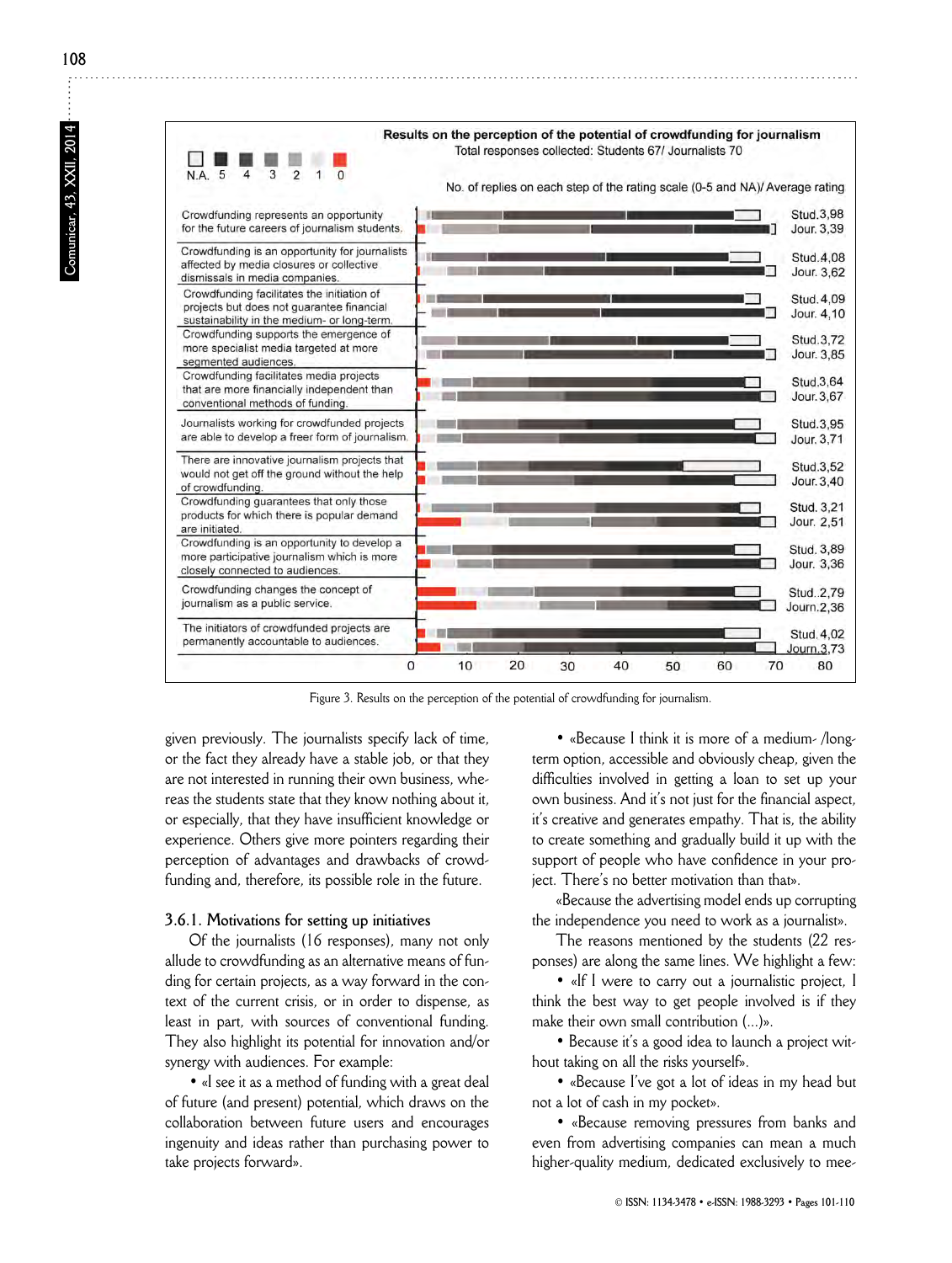Results on the perception of the potential of crowdfunding for journalism

Total responses collected: Students 67/ Journalists 70

N.A. 5 4 3 2 1 0

No. of replies on each step of the rating scale (0-5 and NA)/ Average rating

| Statement | Average rating |
|---|---|
| Crowdfunding represents an opportunity for the future careers of journalism students. | Stud. 3,98 / Jour. 3,39 |
| Crowdfunding is an opportunity for journalists affected by media closures or collective dismissals in media companies. | Stud. 4,08 / Jour. 3,62 |
| Crowdfunding facilitates the initiation of projects but does not guarantee financial sustainability in the medium- or long-term. | Stud. 4,09 / Jour. 4,10 |
| Crowdfunding supports the emergence of more specialist media targeted at more segmented audiences. | Stud. 3,72 / Jour. 3,85 |
| Crowdfunding facilitates media projects that are more financially independent than conventional methods of funding. | Stud. 3,64 / Jour. 3,67 |
| Journalists working for crowdfunded projects are able to develop a freer form of journalism. | Stud. 3,95 / Jour. 3,71 |
| There are innovative journalism projects that would not get off the ground without the help of crowdfunding. | Stud. 3,52 / Jour. 3,40 |
| Crowdfunding guarantees that only those products for which there is popular demand are initiated. | Stud. 3,21 / Jour. 2,51 |
| Crowdfunding is an opportunity to develop a more participative journalism which is more closely connected to audiences. | Stud. 3,89 / Jour. 3,36 |
| Crowdfunding changes the concept of journalism as a public service. | Stud. 2,79 / Journ. 2,36 |
| The initiators of crowdfunded projects are permanently accountable to audiences. | Stud. 4,02 / Journ. 3,73 |

Figure 3. Results on the perception of the potential of crowdfunding for journalism.

given previously. The journalists specify lack of time, or the fact they already have a stable job, or that they are not interested in running their own business, whereas the students state that they know nothing about it, or especially, that they have insufficient knowledge or experience. Others give more pointers regarding their perception of advantages and drawbacks of crowdfunding and, therefore, its possible role in the future.

### 3.6.1. Motivations for setting up initiatives

Of the journalists (16 responses), many not only allude to crowdfunding as an alternative means of funding for certain projects, as a way forward in the context of the current crisis, or in order to dispense, as least in part, with sources of conventional funding. They also highlight its potential for innovation and/or synergy with audiences. For example:

- «I see it as a method of funding with a great deal of future (and present) potential, which draws on the collaboration between future users and encourages ingenuity and ideas rather than purchasing power to take projects forward».
- «Because I think it is more of a medium- /long-term option, accessible and obviously cheap, given the difficulties involved in getting a loan to set up your own business. And it's not just for the financial aspect, it's creative and generates empathy. That is, the ability to create something and gradually build it up with the support of people who have confidence in your project. There's no better motivation than that».

«Because the advertising model ends up corrupting the independence you need to work as a journalist».

The reasons mentioned by the students (22 responses) are along the same lines. We highlight a few:

- «If I were to carry out a journalistic project, I think the best way to get people involved is if they make their own small contribution (...)».
- Because it's a good idea to launch a project without taking on all the risks yourself».
- «Because I've got a lot of ideas in my head but not a lot of cash in my pocket».
- «Because removing pressures from banks and even from advertising companies can mean a much higher-quality medium, dedicated exclusively to mee-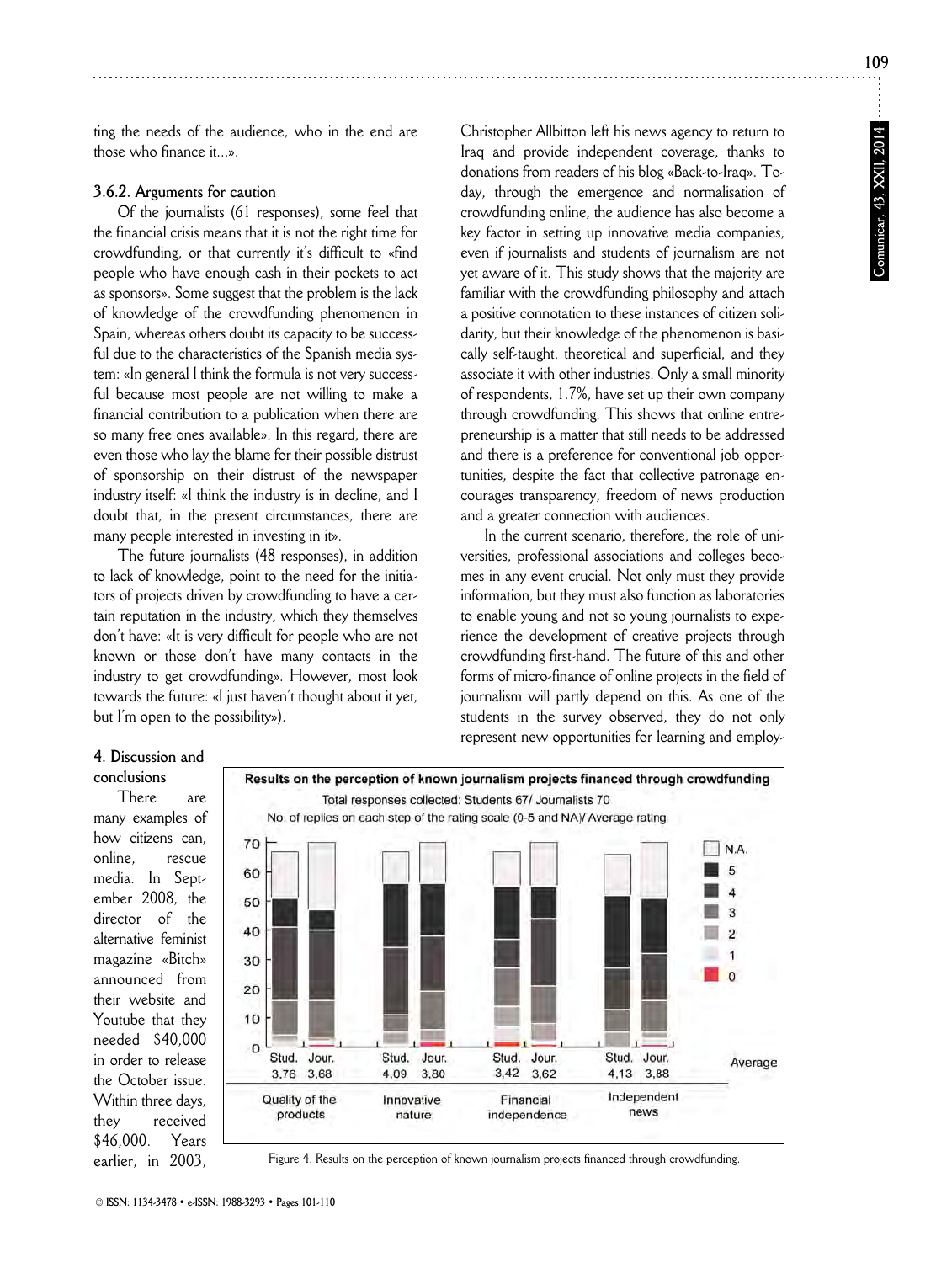ting the needs of the audience, who in the end are those who finance it...».

### 3.6.2. Arguments for caution

Of the journalists (61 responses), some feel that the financial crisis means that it is not the right time for crowdfunding, or that currently it's difficult to «find people who have enough cash in their pockets to act as sponsors». Some suggest that the problem is the lack of knowledge of the crowdfunding phenomenon in Spain, whereas others doubt its capacity to be successful due to the characteristics of the Spanish media system: «In general I think the formula is not very successful because most people are not willing to make a financial contribution to a publication when there are so many free ones available». In this regard, there are even those who lay the blame for their possible distrust of sponsorship on their distrust of the newspaper industry itself: «I think the industry is in decline, and I doubt that, in the present circumstances, there are many people interested in investing in it».

The future journalists (48 responses), in addition to lack of knowledge, point to the need for the initiators of projects driven by crowdfunding to have a certain reputation in the industry, which they themselves don't have: «It is very difficult for people who are not known or those don't have many contacts in the industry to get crowdfunding». However, most look towards the future: «I just haven't thought about it yet, but I'm open to the possibility»).

## 4. Discussion and conclusions

There are many examples of how citizens can, online, rescue media. In September 2008, the director of the alternative feminist magazine «Bitch» announced from their website and Youtube that they needed $40,000 in order to release the October issue. Within three days, they received $46,000. Years earlier, in 2003, Christopher Allbitton left his news agency to return to Iraq and provide independent coverage, thanks to donations from readers of his blog «Back-to-Iraq». Today, through the emergence and normalisation of crowdfunding online, the audience has also become a key factor in setting up innovative media companies, even if journalists and students of journalism are not yet aware of it. This study shows that the majority are familiar with the crowdfunding philosophy and attach a positive connotation to these instances of citizen solidarity, but their knowledge of the phenomenon is basically self-taught, theoretical and superficial, and they associate it with other industries. Only a small minority of respondents, 1.7%, have set up their own company through crowdfunding. This shows that online entrepreneurship is a matter that still needs to be addressed and there is a preference for conventional job opportunities, despite the fact that collective patronage encourages transparency, freedom of news production and a greater connection with audiences.

In the current scenario, therefore, the role of universities, professional associations and colleges becomes in any event crucial. Not only must they provide information, but they must also function as laboratories to enable young and not so young journalists to experience the development of creative projects through crowdfunding first-hand. The future of this and other forms of micro-finance of online projects in the field of journalism will partly depend on this. As one of the students in the survey observed, they do not only represent new opportunities for learning and employ-

**Results on the perception of known journalism projects financed through crowdfunding**

Total responses collected: Students 67/ Journalists 70

No. of replies on each step of the rating scale (0-5 and NA)/ Average rating

| | Quality of the products | | Innovative nature | | Financial independence | | Independent news | |
|---|---|---|---|---|---|---|---|---|
| | Stud. | Jour. | Stud. | Jour. | Stud. | Jour. | Stud. | Jour. |
| Average | 3,76 | 3,68 | 4,09 | 3,80 | 3,42 | 3,62 | 4,13 | 3,88 |

Figure 4. Results on the perception of known journalism projects financed through crowdfunding.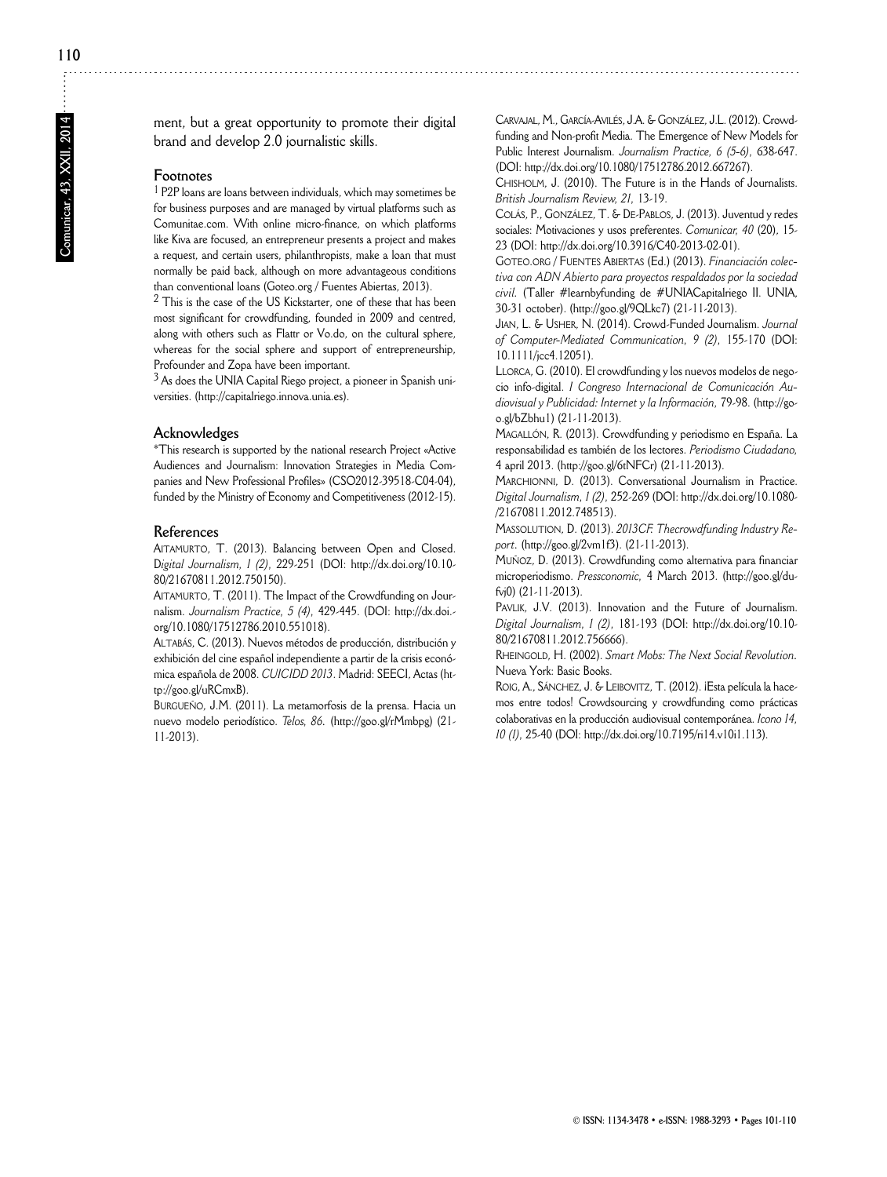ment, but a great opportunity to promote their digital brand and develop 2.0 journalistic skills.

### Footnotes

[1] P2P loans are loans between individuals, which may sometimes be for business purposes and are managed by virtual platforms such as Comunitae.com. With online micro-finance, on which platforms like Kiva are focused, an entrepreneur presents a project and makes a request, and certain users, philanthropists, make a loan that must normally be paid back, although on more advantageous conditions than conventional loans (Goteo.org / Fuentes Abiertas, 2013).

[2] This is the case of the US Kickstarter, one of these that has been most significant for crowdfunding, founded in 2009 and centred, along with others such as Flattr or Vo.do, on the cultural sphere, whereas for the social sphere and support of entrepreneurship, Profounder and Zopa have been important.

[3] As does the UNIA Capital Riego project, a pioneer in Spanish universities. (http://capitalriego.innova.unia.es).

### Acknowledges

*This research is supported by the national research Project «Active Audiences and Journalism: Innovation Strategies in Media Companies and New Professional Profiles» (CSO2012-39518-C04-04), funded by the Ministry of Economy and Competitiveness (2012-15).

### References

AITAMURTO, T. (2013). Balancing between Open and Closed. *Digital Journalism, 1 (2)*, 229-251 (DOI: http://dx.doi.org/10.1080/21670811.2012.750150).

AITAMURTO, T. (2011). The Impact of the Crowdfunding on Journalism. *Journalism Practice, 5 (4)*, 429-445. (DOI: http://dx.doi.org/10.1080/17512786.2010.551018).

ALTABÁS, C. (2013). Nuevos métodos de producción, distribución y exhibición del cine español independiente a partir de la crisis económica española de 2008. *CUICIDD 2013*. Madrid: SEECI, Actas (http://goo.gl/uRCmxB).

BURGUEÑO, J.M. (2011). La metamorfosis de la prensa. Hacia un nuevo modelo periodístico. *Telos, 86*. (http://goo.gl/rMmbpg) (21-11-2013).

CARVAJAL, M., GARCÍA-AVILÉS, J.A. & GONZÁLEZ, J.L. (2012). Crowdfunding and Non-profit Media. The Emergence of New Models for Public Interest Journalism. *Journalism Practice, 6 (5-6)*, 638-647. (DOI: http://dx.doi.org/10.1080/17512786.2012.667267).

CHISHOLM, J. (2010). The Future is in the Hands of Journalists. *British Journalism Review, 21*, 13-19.

COLÁS, P., GONZÁLEZ, T. & DE-PABLOS, J. (2013). Juventud y redes sociales: Motivaciones y usos preferentes. *Comunicar, 40* (20), 15-23 (DOI: http://dx.doi.org/10.3916/C40-2013-02-01).

GOTEO.ORG / FUENTES ABIERTAS (Ed.) (2013). *Financiación colectiva con ADN Abierto para proyectos respaldados por la sociedad civil*. (Taller #learnbyfunding de #UNIACapitalriego II. UNIA, 30-31 october). (http://goo.gl/9QLkc7) (21-11-2013).

JIAN, L. & USHER, N. (2014). Crowd-Funded Journalism. *Journal of Computer-Mediated Communication, 9 (2)*, 155-170 (DOI: 10.1111/jcc4.12051).

LLORCA, G. (2010). El crowdfunding y los nuevos modelos de negocio info-digital. *I Congreso Internacional de Comunicación Audiovisual y Publicidad: Internet y la Información*, 79-98. (http://goo.gl/bZbhu1) (21-11-2013).

MAGALLÓN, R. (2013). Crowdfunding y periodismo en España. La responsabilidad es también de los lectores. *Periodismo Ciudadano*, 4 april 2013. (http://goo.gl/6tNFCr) (21-11-2013).

MARCHIONNI, D. (2013). Conversational Journalism in Practice. *Digital Journalism, 1 (2)*, 252-269 (DOI: http://dx.doi.org/10.1080/21670811.2012.748513).

MASSOLUTION, D. (2013). *2013CF. Thecrowdfunding Industry Report*. (http://goo.gl/2vm1f3). (21-11-2013).

MUÑOZ, D. (2013). Crowdfunding como alternativa para financiar microperiodismo. *Pressconomic*, 4 March 2013. (http://goo.gl/dufvj0) (21-11-2013).

PAVLIK, J.V. (2013). Innovation and the Future of Journalism. *Digital Journalism, 1 (2)*, 181-193 (DOI: http://dx.doi.org/10.1080/21670811.2012.756666).

RHEINGOLD, H. (2002). *Smart Mobs: The Next Social Revolution*. Nueva York: Basic Books.

ROIG, A., SÁNCHEZ, J. & LEIBOVITZ, T. (2012). ¡Esta película la hacemos entre todos! Crowdsourcing y crowdfunding como prácticas colaborativas en la producción audiovisual contemporánea. *Icono 14, 10 (1)*, 25-40 (DOI: http://dx.doi.org/10.7195/ri14.v10i1.113).